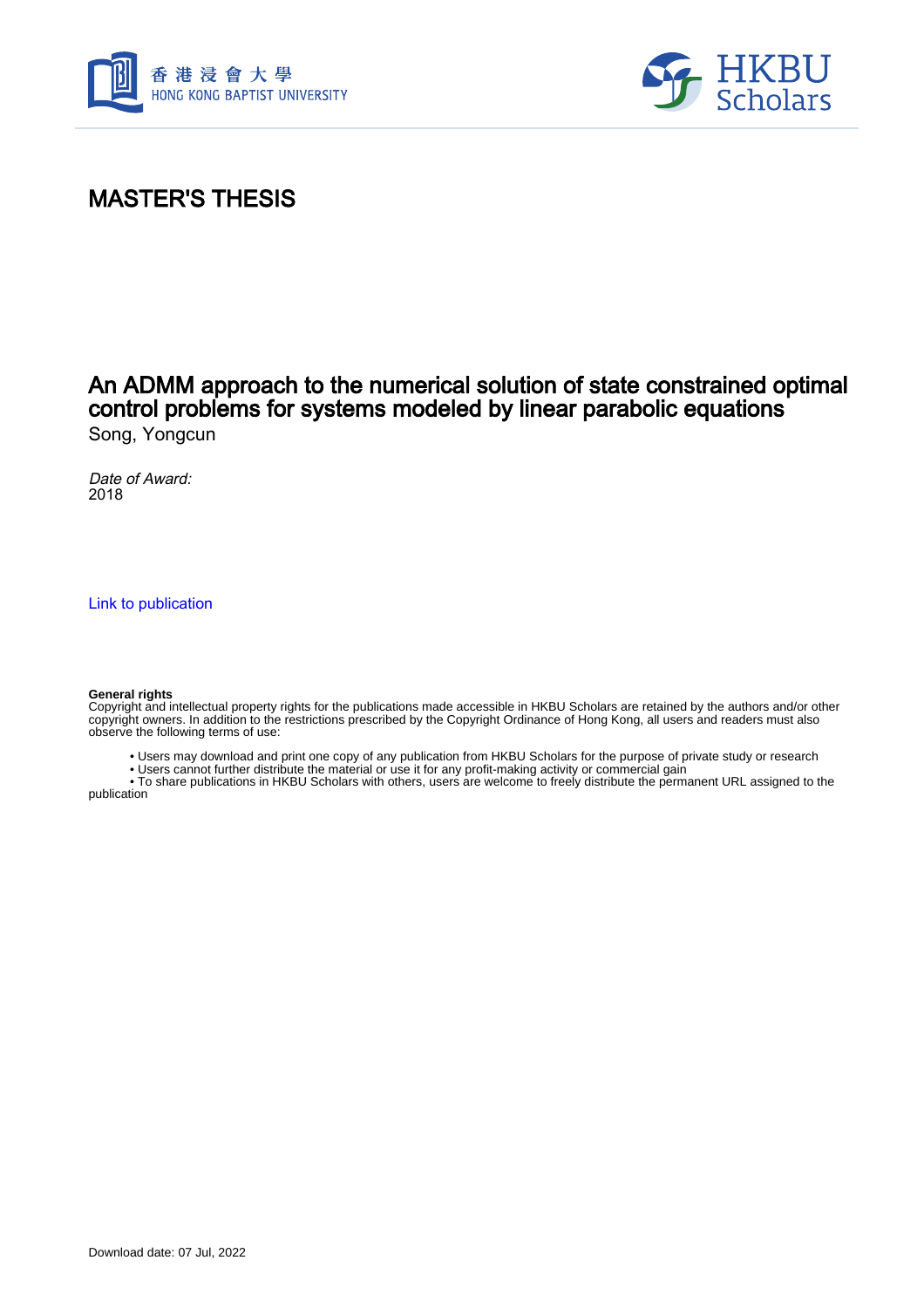# MASTER'S THESIS

## An ADMM approach to the numerical solution of state constrained optimal control problems for systems modeled by linear parabolic equations

Song, Yongcun

*Date of Award:*
2018

Link to publication

**General rights**
Copyright and intellectual property rights for the publications made accessible in HKBU Scholars are retained by the authors and/or other copyright owners. In addition to the restrictions prescribed by the Copyright Ordinance of Hong Kong, all users and readers must also observe the following terms of use:

- Users may download and print one copy of any publication from HKBU Scholars for the purpose of private study or research
- Users cannot further distribute the material or use it for any profit-making activity or commercial gain
- To share publications in HKBU Scholars with others, users are welcome to freely distribute the permanent URL assigned to the publication

Download date: 07 Jul, 2022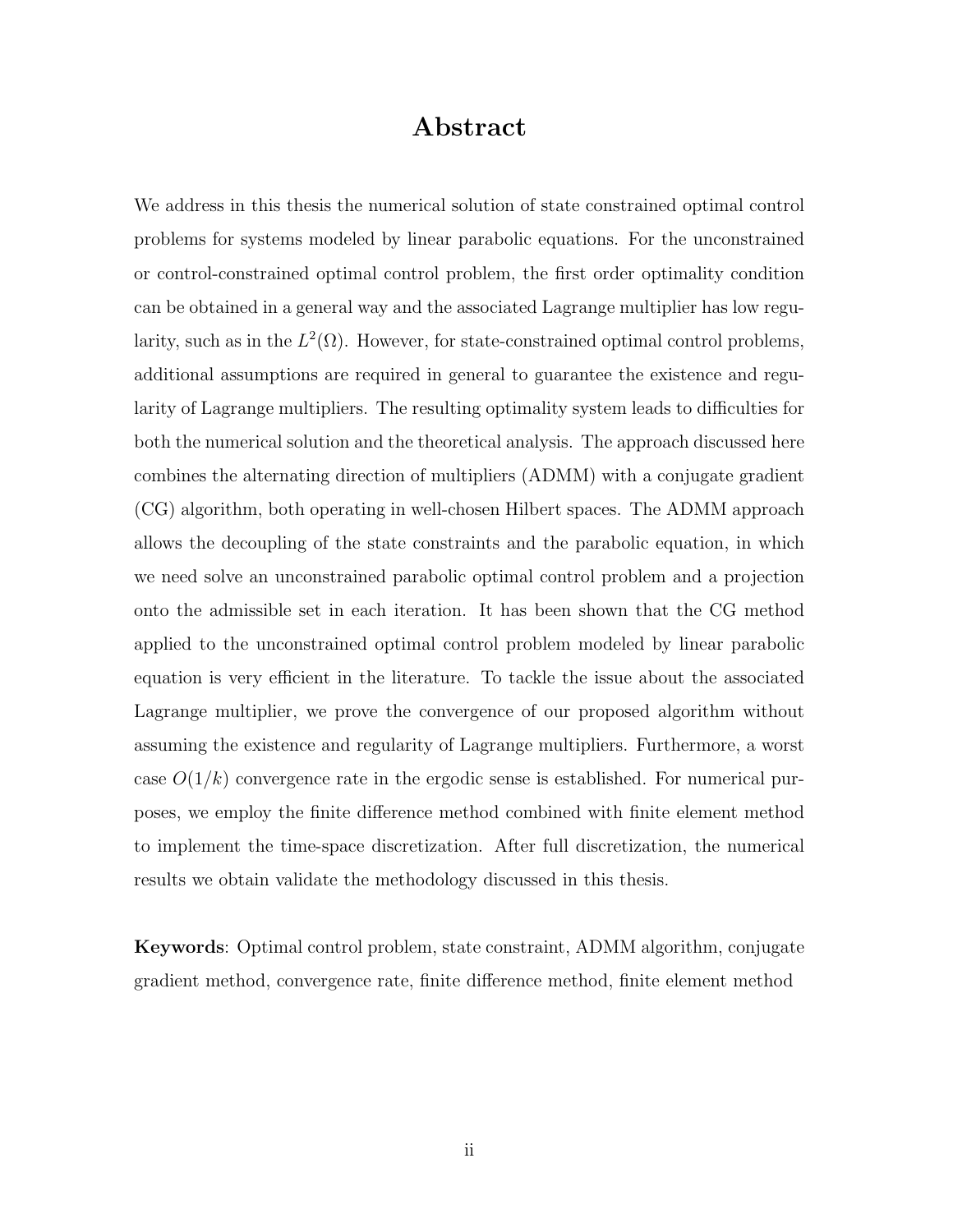# Abstract

We address in this thesis the numerical solution of state constrained optimal control problems for systems modeled by linear parabolic equations. For the unconstrained or control-constrained optimal control problem, the first order optimality condition can be obtained in a general way and the associated Lagrange multiplier has low regularity, such as in the $L^2(\Omega)$. However, for state-constrained optimal control problems, additional assumptions are required in general to guarantee the existence and regularity of Lagrange multipliers. The resulting optimality system leads to difficulties for both the numerical solution and the theoretical analysis. The approach discussed here combines the alternating direction of multipliers (ADMM) with a conjugate gradient (CG) algorithm, both operating in well-chosen Hilbert spaces. The ADMM approach allows the decoupling of the state constraints and the parabolic equation, in which we need solve an unconstrained parabolic optimal control problem and a projection onto the admissible set in each iteration. It has been shown that the CG method applied to the unconstrained optimal control problem modeled by linear parabolic equation is very efficient in the literature. To tackle the issue about the associated Lagrange multiplier, we prove the convergence of our proposed algorithm without assuming the existence and regularity of Lagrange multipliers. Furthermore, a worst case $O(1/k)$ convergence rate in the ergodic sense is established. For numerical purposes, we employ the finite difference method combined with finite element method to implement the time-space discretization. After full discretization, the numerical results we obtain validate the methodology discussed in this thesis.

**Keywords**: Optimal control problem, state constraint, ADMM algorithm, conjugate gradient method, convergence rate, finite difference method, finite element method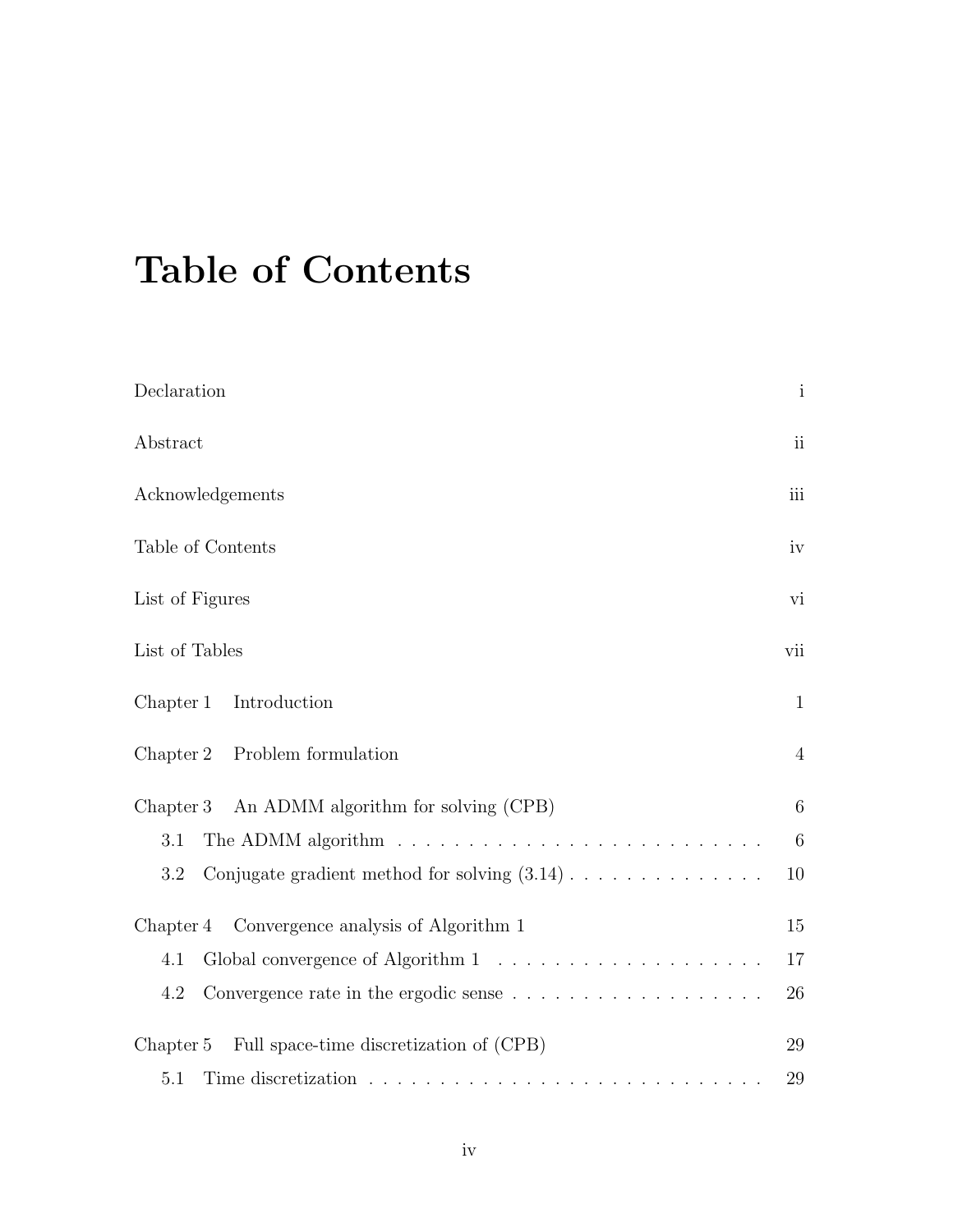# Table of Contents

| | |
|---|---|
| Declaration | i |
| Abstract | ii |
| Acknowledgements | iii |
| Table of Contents | iv |
| List of Figures | vi |
| List of Tables | vii |
| Chapter 1 Introduction | 1 |
| Chapter 2 Problem formulation | 4 |
| Chapter 3 An ADMM algorithm for solving (CPB) | 6 |
| 3.1 The ADMM algorithm | 6 |
| 3.2 Conjugate gradient method for solving (3.14) | 10 |
| Chapter 4 Convergence analysis of Algorithm 1 | 15 |
| 4.1 Global convergence of Algorithm 1 | 17 |
| 4.2 Convergence rate in the ergodic sense | 26 |
| Chapter 5 Full space-time discretization of (CPB) | 29 |
| 5.1 Time discretization | 29 |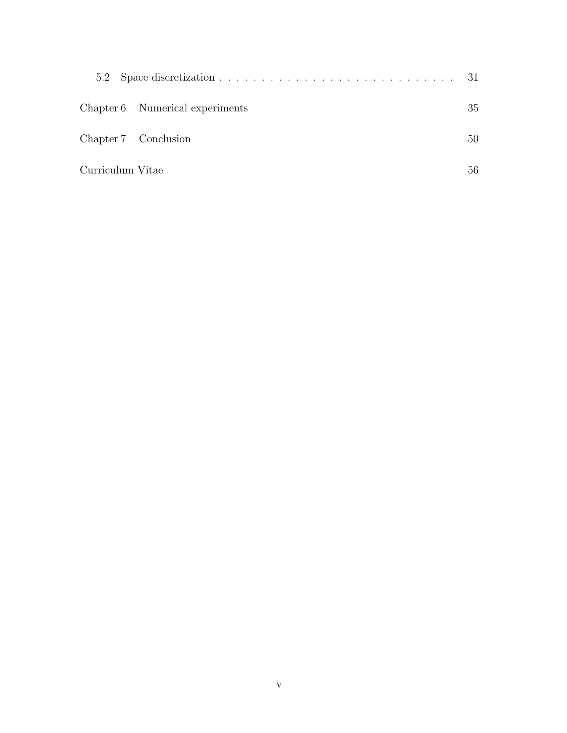5.2 Space discretization . . . . . . . . . . . . . . . . . . . . . . . . . . . . . 31

Chapter 6 Numerical experiments 35

Chapter 7 Conclusion 50

Curriculum Vitae 56